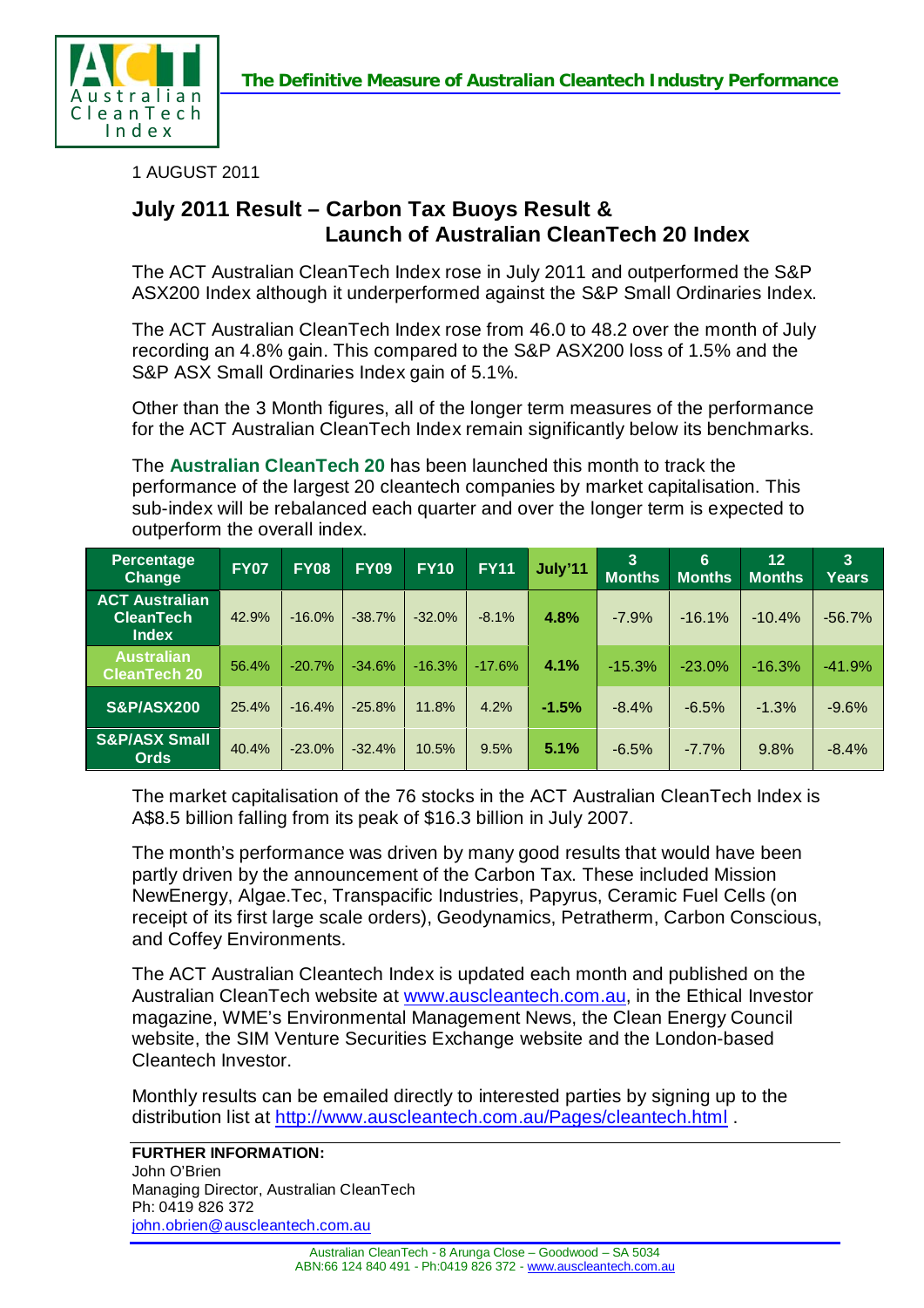**The Definitive Measure of Australian Cleantech Industry Performance**

1 AUGUST 2011

## July 2011 Result – Carbon Tax Buoys Result & Launch of Australian CleanTech 20 Index

The ACT Australian CleanTech Index rose in July 2011 and outperformed the S&P ASX200 Index although it underperformed against the S&P Small Ordinaries Index.

The ACT Australian CleanTech Index rose from 46.0 to 48.2 over the month of July recording an 4.8% gain. This compared to the S&P ASX200 loss of 1.5% and the S&P ASX Small Ordinaries Index gain of 5.1%.

Other than the 3 Month figures, all of the longer term measures of the performance for the ACT Australian CleanTech Index remain significantly below its benchmarks.

The **Australian CleanTech 20** has been launched this month to track the performance of the largest 20 cleantech companies by market capitalisation. This sub-index will be rebalanced each quarter and over the longer term is expected to outperform the overall index.

| Percentage Change | FY07 | FY08 | FY09 | FY10 | FY11 | July'11 | 3 Months | 6 Months | 12 Months | 3 Years |
|---|---|---|---|---|---|---|---|---|---|---|
| ACT Australian CleanTech Index | 42.9% | -16.0% | -38.7% | -32.0% | -8.1% | **4.8%** | -7.9% | -16.1% | -10.4% | -56.7% |
| Australian CleanTech 20 | 56.4% | -20.7% | -34.6% | -16.3% | -17.6% | **4.1%** | -15.3% | -23.0% | -16.3% | -41.9% |
| S&P/ASX200 | 25.4% | -16.4% | -25.8% | 11.8% | 4.2% | **-1.5%** | -8.4% | -6.5% | -1.3% | -9.6% |
| S&P/ASX Small Ords | 40.4% | -23.0% | -32.4% | 10.5% | 9.5% | **5.1%** | -6.5% | -7.7% | 9.8% | -8.4% |

The market capitalisation of the 76 stocks in the ACT Australian CleanTech Index is A$8.5 billion falling from its peak of $16.3 billion in July 2007.

The month's performance was driven by many good results that would have been partly driven by the announcement of the Carbon Tax. These included Mission NewEnergy, Algae.Tec, Transpacific Industries, Papyrus, Ceramic Fuel Cells (on receipt of its first large scale orders), Geodynamics, Petratherm, Carbon Conscious, and Coffey Environments.

The ACT Australian Cleantech Index is updated each month and published on the Australian CleanTech website at www.auscleantech.com.au, in the Ethical Investor magazine, WME's Environmental Management News, the Clean Energy Council website, the SIM Venture Securities Exchange website and the London-based Cleantech Investor.

Monthly results can be emailed directly to interested parties by signing up to the distribution list at http://www.auscleantech.com.au/Pages/cleantech.html .

**FURTHER INFORMATION:**
John O'Brien
Managing Director, Australian CleanTech
Ph: 0419 826 372
john.obrien@auscleantech.com.au

Australian CleanTech - 8 Arunga Close – Goodwood – SA 5034
ABN:66 124 840 491 - Ph:0419 826 372 - www.auscleantech.com.au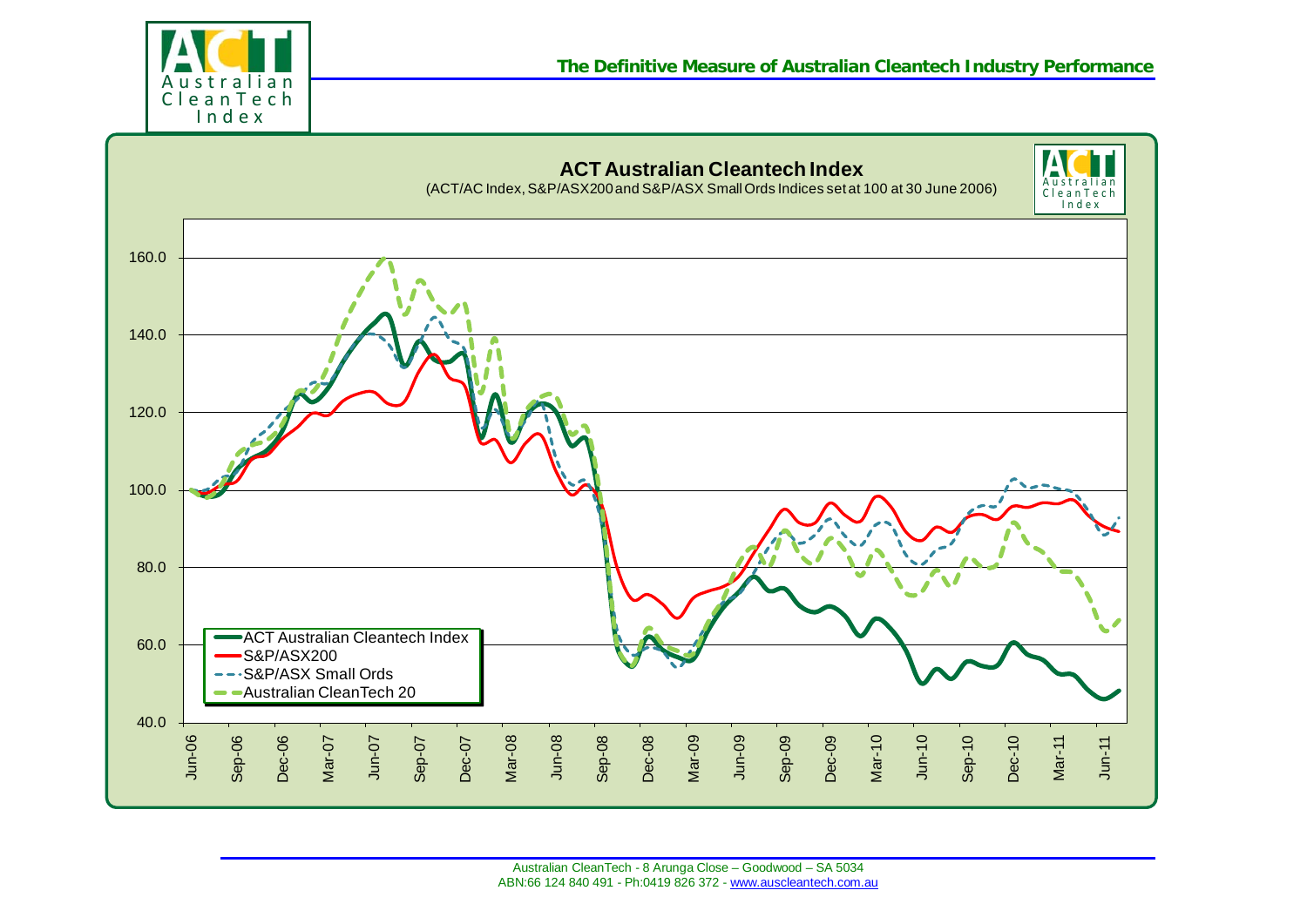The Definitive Measure of Australian Cleantech Industry Performance

## ACT Australian Cleantech Index

(ACT/AC Index, S&P/ASX200 and S&P/ASX Small Ords Indices set at 100 at 30 June 2006)

160.0
140.0
120.0
100.0
80.0
60.0
40.0

Jun-06
Sep-06
Dec-06
Mar-07
Jun-07
Sep-07
Dec-07
Mar-08
Jun-08
Sep-08
Dec-08
Mar-09
Jun-09
Sep-09
Dec-09
Mar-10
Jun-10
Sep-10
Dec-10
Mar-11
Jun-11

ACT Australian Cleantech Index
S&P/ASX200
S&P/ASX Small Ords
Australian CleanTech 20

Australian CleanTech - 8 Arunga Close – Goodwood – SA 5034
ABN:66 124 840 491 - Ph:0419 826 372 - www.auscleantech.com.au